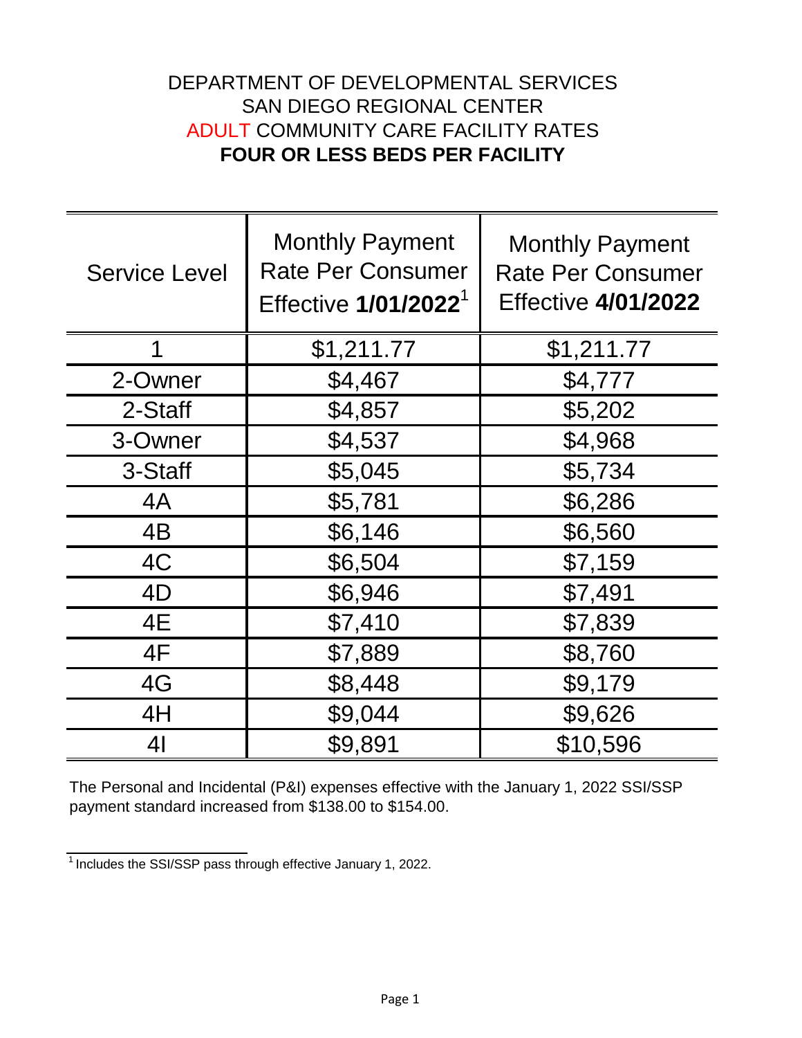# DEPARTMENT OF DEVELOPMENTAL SERVICES
# SAN DIEGO REGIONAL CENTER
# ADULT COMMUNITY CARE FACILITY RATES
# **FOUR OR LESS BEDS PER FACILITY**

| Service Level | Monthly Payment Rate Per Consumer Effective **1/01/2022**[1] | Monthly Payment Rate Per Consumer Effective **4/01/2022** |
|---|---|---|
| 1 | $1,211.77 | $1,211.77 |
| 2-Owner | $4,467 | $4,777 |
| 2-Staff | $4,857 | $5,202 |
| 3-Owner | $4,537 | $4,968 |
| 3-Staff | $5,045 | $5,734 |
| 4A | $5,781 | $6,286 |
| 4B | $6,146 | $6,560 |
| 4C | $6,504 | $7,159 |
| 4D | $6,946 | $7,491 |
| 4E | $7,410 | $7,839 |
| 4F | $7,889 | $8,760 |
| 4G | $8,448 | $9,179 |
| 4H | $9,044 | $9,626 |
| 4I | $9,891 | $10,596 |

The Personal and Incidental (P&I) expenses effective with the January 1, 2022 SSI/SSP payment standard increased from $138.00 to $154.00.

[1] Includes the SSI/SSP pass through effective January 1, 2022.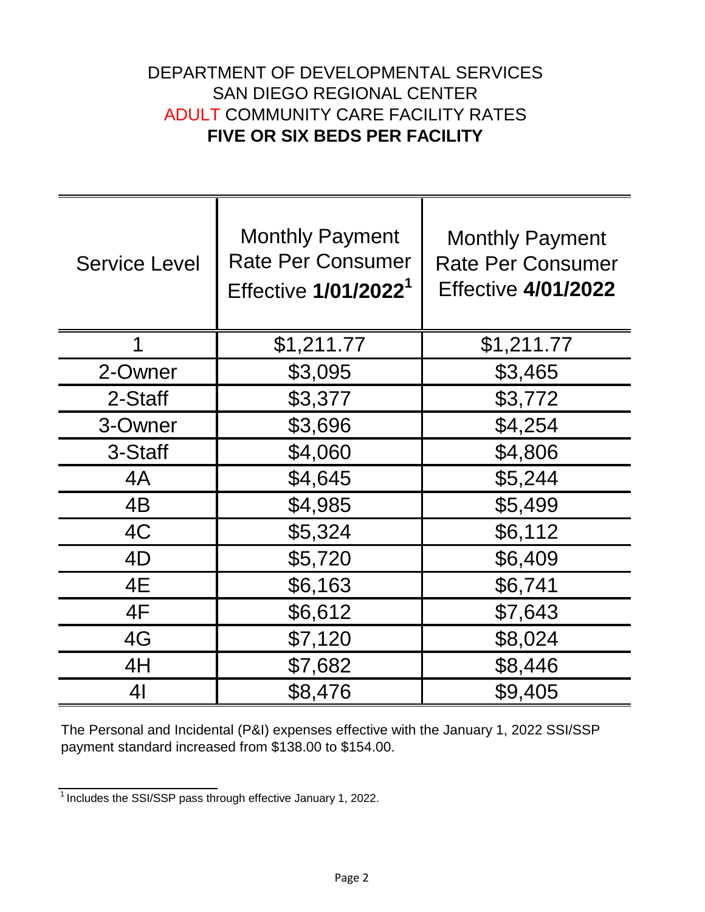DEPARTMENT OF DEVELOPMENTAL SERVICES
SAN DIEGO REGIONAL CENTER
ADULT COMMUNITY CARE FACILITY RATES
**FIVE OR SIX BEDS PER FACILITY**

| Service Level | Monthly Payment Rate Per Consumer Effective **1/01/2022**[1] | Monthly Payment Rate Per Consumer Effective **4/01/2022** |
|---|---|---|
| 1 | $1,211.77 | $1,211.77 |
| 2-Owner | $3,095 | $3,465 |
| 2-Staff | $3,377 | $3,772 |
| 3-Owner | $3,696 | $4,254 |
| 3-Staff | $4,060 | $4,806 |
| 4A | $4,645 | $5,244 |
| 4B | $4,985 | $5,499 |
| 4C | $5,324 | $6,112 |
| 4D | $5,720 | $6,409 |
| 4E | $6,163 | $6,741 |
| 4F | $6,612 | $7,643 |
| 4G | $7,120 | $8,024 |
| 4H | $7,682 | $8,446 |
| 4I | $8,476 | $9,405 |

The Personal and Incidental (P&I) expenses effective with the January 1, 2022 SSI/SSP payment standard increased from $138.00 to $154.00.

[1] Includes the SSI/SSP pass through effective January 1, 2022.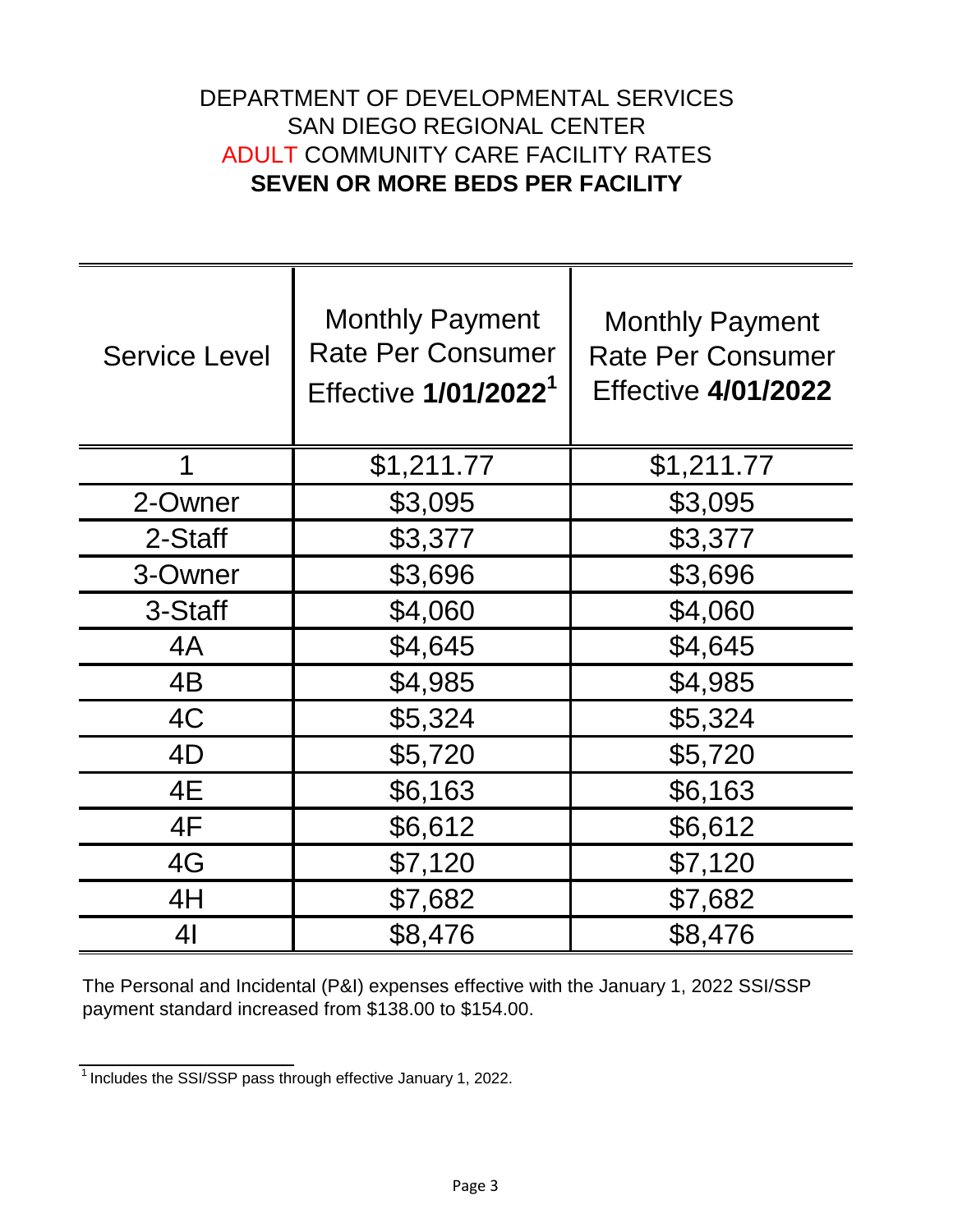DEPARTMENT OF DEVELOPMENTAL SERVICES
SAN DIEGO REGIONAL CENTER
ADULT COMMUNITY CARE FACILITY RATES
**SEVEN OR MORE BEDS PER FACILITY**

| Service Level | Monthly Payment Rate Per Consumer Effective **1/01/2022**[1] | Monthly Payment Rate Per Consumer Effective **4/01/2022** |
|---|---|---|
| 1 | $1,211.77 | $1,211.77 |
| 2-Owner | $3,095 | $3,095 |
| 2-Staff | $3,377 | $3,377 |
| 3-Owner | $3,696 | $3,696 |
| 3-Staff | $4,060 | $4,060 |
| 4A | $4,645 | $4,645 |
| 4B | $4,985 | $4,985 |
| 4C | $5,324 | $5,324 |
| 4D | $5,720 | $5,720 |
| 4E | $6,163 | $6,163 |
| 4F | $6,612 | $6,612 |
| 4G | $7,120 | $7,120 |
| 4H | $7,682 | $7,682 |
| 4I | $8,476 | $8,476 |

The Personal and Incidental (P&I) expenses effective with the January 1, 2022 SSI/SSP payment standard increased from $138.00 to $154.00.

[1] Includes the SSI/SSP pass through effective January 1, 2022.